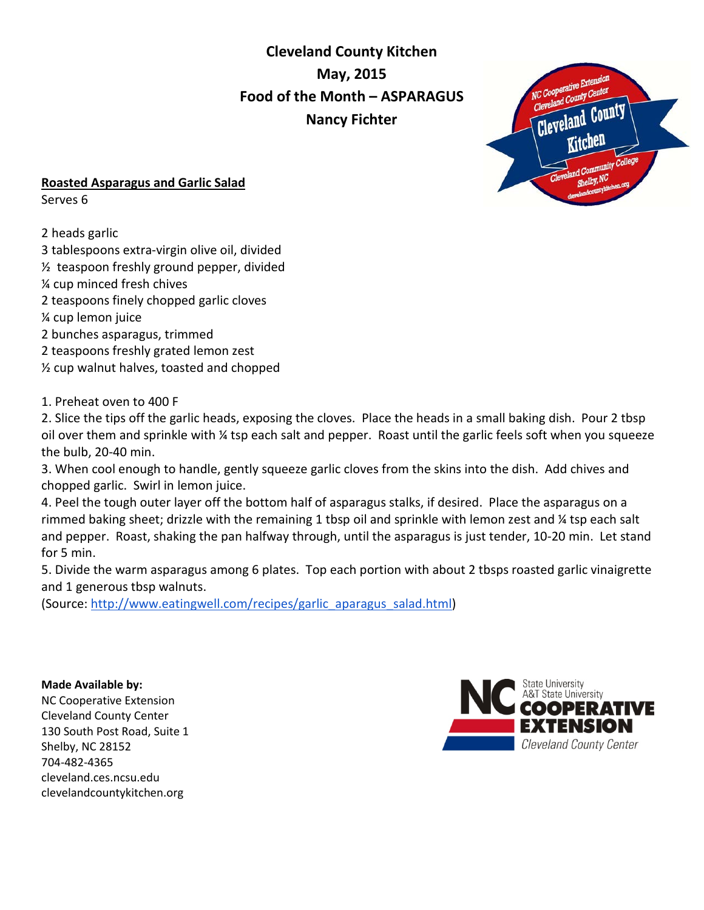**Cleveland County Kitchen**
**May, 2015**
**Food of the Month – ASPARAGUS**
**Nancy Fichter**

## Roasted Asparagus and Garlic Salad

Serves 6

2 heads garlic
3 tablespoons extra-virgin olive oil, divided
½ teaspoon freshly ground pepper, divided
¼ cup minced fresh chives
2 teaspoons finely chopped garlic cloves
¼ cup lemon juice
2 bunches asparagus, trimmed
2 teaspoons freshly grated lemon zest
½ cup walnut halves, toasted and chopped

1. Preheat oven to 400 F
2. Slice the tips off the garlic heads, exposing the cloves. Place the heads in a small baking dish. Pour 2 tbsp oil over them and sprinkle with ¼ tsp each salt and pepper. Roast until the garlic feels soft when you squeeze the bulb, 20-40 min.
3. When cool enough to handle, gently squeeze garlic cloves from the skins into the dish. Add chives and chopped garlic. Swirl in lemon juice.
4. Peel the tough outer layer off the bottom half of asparagus stalks, if desired. Place the asparagus on a rimmed baking sheet; drizzle with the remaining 1 tbsp oil and sprinkle with lemon zest and ¼ tsp each salt and pepper. Roast, shaking the pan halfway through, until the asparagus is just tender, 10-20 min. Let stand for 5 min.
5. Divide the warm asparagus among 6 plates. Top each portion with about 2 tbsps roasted garlic vinaigrette and 1 generous tbsp walnuts.

(Source: http://www.eatingwell.com/recipes/garlic_aparagus_salad.html)

**Made Available by:**
NC Cooperative Extension
Cleveland County Center
130 South Post Road, Suite 1
Shelby, NC 28152
704-482-4365
cleveland.ces.ncsu.edu
clevelandcountykitchen.org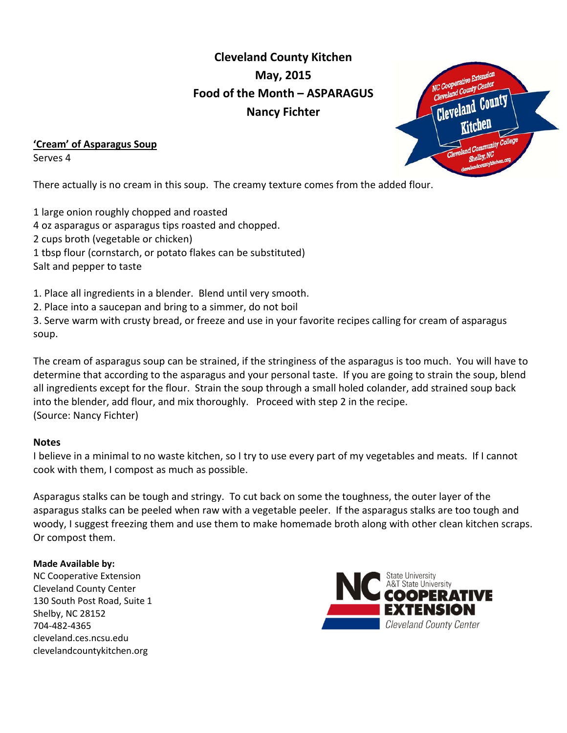**Cleveland County Kitchen**
**May, 2015**
**Food of the Month – ASPARAGUS**
**Nancy Fichter**

## 'Cream' of Asparagus Soup

Serves 4

There actually is no cream in this soup. The creamy texture comes from the added flour.

1 large onion roughly chopped and roasted
4 oz asparagus or asparagus tips roasted and chopped.
2 cups broth (vegetable or chicken)
1 tbsp flour (cornstarch, or potato flakes can be substituted)
Salt and pepper to taste

1. Place all ingredients in a blender. Blend until very smooth.
2. Place into a saucepan and bring to a simmer, do not boil
3. Serve warm with crusty bread, or freeze and use in your favorite recipes calling for cream of asparagus soup.

The cream of asparagus soup can be strained, if the stringiness of the asparagus is too much. You will have to determine that according to the asparagus and your personal taste. If you are going to strain the soup, blend all ingredients except for the flour. Strain the soup through a small holed colander, add strained soup back into the blender, add flour, and mix thoroughly. Proceed with step 2 in the recipe.
(Source: Nancy Fichter)

**Notes**

I believe in a minimal to no waste kitchen, so I try to use every part of my vegetables and meats. If I cannot cook with them, I compost as much as possible.

Asparagus stalks can be tough and stringy. To cut back on some the toughness, the outer layer of the asparagus stalks can be peeled when raw with a vegetable peeler. If the asparagus stalks are too tough and woody, I suggest freezing them and use them to make homemade broth along with other clean kitchen scraps. Or compost them.

**Made Available by:**
NC Cooperative Extension
Cleveland County Center
130 South Post Road, Suite 1
Shelby, NC 28152
704-482-4365
cleveland.ces.ncsu.edu
clevelandcountykitchen.org